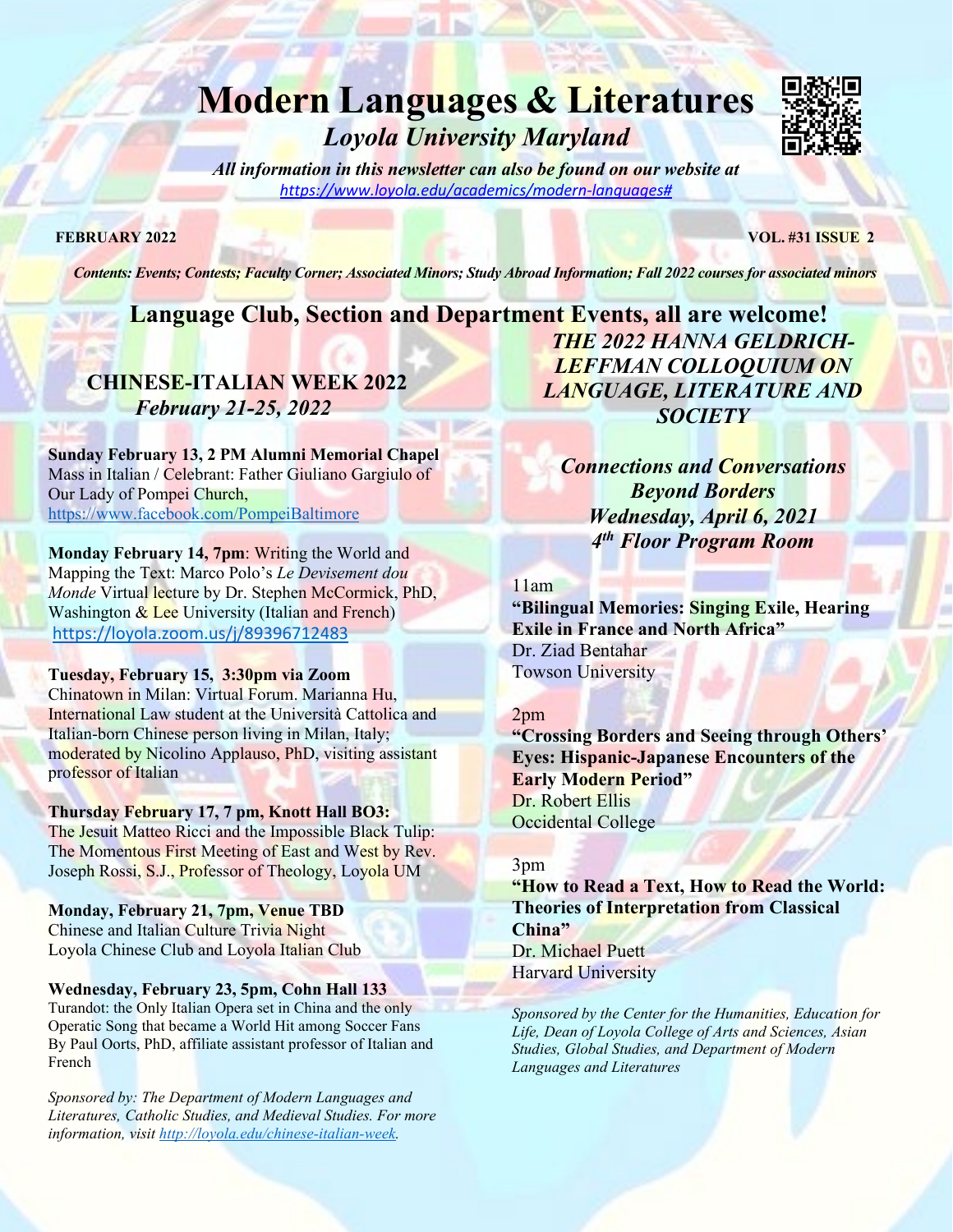# Modern Languages & Literatures

*Loyola University Maryland*

***All information in this newsletter can also be found on our website at*** *https://www.loyola.edu/academics/modern-languages#*

**FEBRUARY 2022** **VOL. #31 ISSUE 2**

***Contents: Events; Contests; Faculty Corner; Associated Minors; Study Abroad Information; Fall 2022 courses for associated minors***

## Language Club, Section and Department Events, all are welcome!

### CHINESE-ITALIAN WEEK 2022

***February 21-25, 2022***

**Sunday February 13, 2 PM Alumni Memorial Chapel**
Mass in Italian / Celebrant: Father Giuliano Gargiulo of Our Lady of Pompei Church,
https://www.facebook.com/PompeiBaltimore

**Monday February 14, 7pm**: Writing the World and Mapping the Text: Marco Polo's *Le Devisement dou Monde* Virtual lecture by Dr. Stephen McCormick, PhD, Washington & Lee University (Italian and French)
https://loyola.zoom.us/j/89396712483

**Tuesday, February 15, 3:30pm via Zoom**
Chinatown in Milan: Virtual Forum. Marianna Hu, International Law student at the Università Cattolica and Italian-born Chinese person living in Milan, Italy; moderated by Nicolino Applauso, PhD, visiting assistant professor of Italian

**Thursday February 17, 7 pm, Knott Hall BO3:**
The Jesuit Matteo Ricci and the Impossible Black Tulip: The Momentous First Meeting of East and West by Rev. Joseph Rossi, S.J., Professor of Theology, Loyola UM

**Monday, February 21, 7pm, Venue TBD**
Chinese and Italian Culture Trivia Night
Loyola Chinese Club and Loyola Italian Club

**Wednesday, February 23, 5pm, Cohn Hall 133**
Turandot: the Only Italian Opera set in China and the only Operatic Song that became a World Hit among Soccer Fans By Paul Oorts, PhD, affiliate assistant professor of Italian and French

*Sponsored by: The Department of Modern Languages and Literatures, Catholic Studies, and Medieval Studies. For more information, visit http://loyola.edu/chinese-italian-week.*

### *THE 2022 HANNA GELDRICH-LEFFMAN COLLOQUIUM ON LANGUAGE, LITERATURE AND SOCIETY*

***Connections and Conversations Beyond Borders***
***Wednesday, April 6, 2021***
***4th Floor Program Room***

11am
**"Bilingual Memories: Singing Exile, Hearing Exile in France and North Africa"**
Dr. Ziad Bentahar
Towson University

2pm
**"Crossing Borders and Seeing through Others' Eyes: Hispanic-Japanese Encounters of the Early Modern Period"**
Dr. Robert Ellis
Occidental College

3pm
**"How to Read a Text, How to Read the World: Theories of Interpretation from Classical China"**
Dr. Michael Puett
Harvard University

*Sponsored by the Center for the Humanities, Education for Life, Dean of Loyola College of Arts and Sciences, Asian Studies, Global Studies, and Department of Modern Languages and Literatures*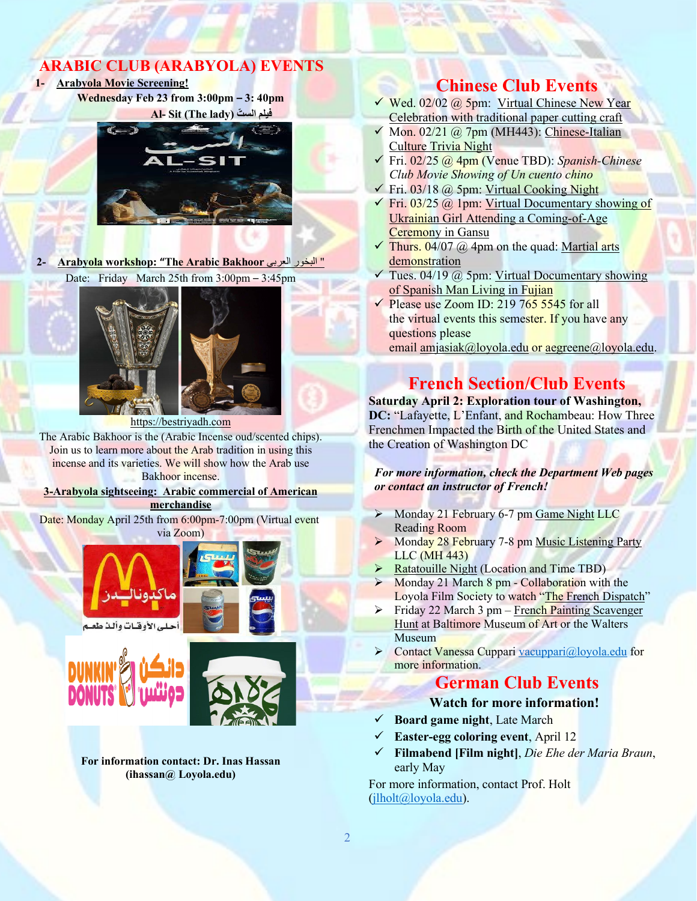# ARABIC CLUB (ARABYOLA) EVENTS

1- **Arabyola Movie Screening!**

**Wednesday Feb 23 from 3:00pm – 3: 40pm**

**Al- Sit (The lady) فيلم الست**

2- **Arabyola workshop: "The Arabic Bakhoor البخور العربي "**

Date: Friday March 25th from 3:00pm – 3:45pm

https://bestriyadh.com

The Arabic Bakhoor is the (Arabic Incense oud/scented chips). Join us to learn more about the Arab tradition in using this incense and its varieties. We will show how the Arab use Bakhoor incense.

**3-Arabyola sightseeing: Arabic commercial of American merchandise**

Date: Monday April 25th from 6:00pm-7:00pm (Virtual event via Zoom)

**For information contact: Dr. Inas Hassan (ihassan@ Loyola.edu)**

# Chinese Club Events

- ✓ Wed. 02/02 @ 5pm: Virtual Chinese New Year Celebration with traditional paper cutting craft
- ✓ Mon. 02/21 @ 7pm (MH443): Chinese-Italian Culture Trivia Night
- ✓ Fri. 02/25 @ 4pm (Venue TBD): *Spanish-Chinese Club Movie Showing of Un cuento chino*
- ✓ Fri. 03/18 @ 5pm: Virtual Cooking Night
- ✓ Fri. 03/25 @ 1pm: Virtual Documentary showing of Ukrainian Girl Attending a Coming-of-Age Ceremony in Gansu
- ✓ Thurs. 04/07 @ 4pm on the quad: Martial arts demonstration
- ✓ Tues. 04/19 @ 5pm: Virtual Documentary showing of Spanish Man Living in Fujian
- ✓ Please use Zoom ID: 219 765 5545 for all the virtual events this semester. If you have any questions please email amjasiak@loyola.edu or aegreene@loyola.edu.

# French Section/Club Events

**Saturday April 2: Exploration tour of Washington, DC:** "Lafayette, L'Enfant, and Rochambeau: How Three Frenchmen Impacted the Birth of the United States and the Creation of Washington DC

***For more information, check the Department Web pages or contact an instructor of French!***

- Monday 21 February 6-7 pm Game Night LLC Reading Room
- Monday 28 February 7-8 pm Music Listening Party LLC (MH 443)
- Ratatouille Night (Location and Time TBD)
- Monday 21 March 8 pm - Collaboration with the Loyola Film Society to watch "The French Dispatch"
- Friday 22 March 3 pm – French Painting Scavenger Hunt at Baltimore Museum of Art or the Walters Museum
- Contact Vanessa Cuppari vacuppari@loyola.edu for more information.

# German Club Events

**Watch for more information!**

- ✓ **Board game night**, Late March
- ✓ **Easter-egg coloring event**, April 12
- ✓ **Filmabend [Film night]**, *Die Ehe der Maria Braun*, early May

For more information, contact Prof. Holt (jlholt@loyola.edu).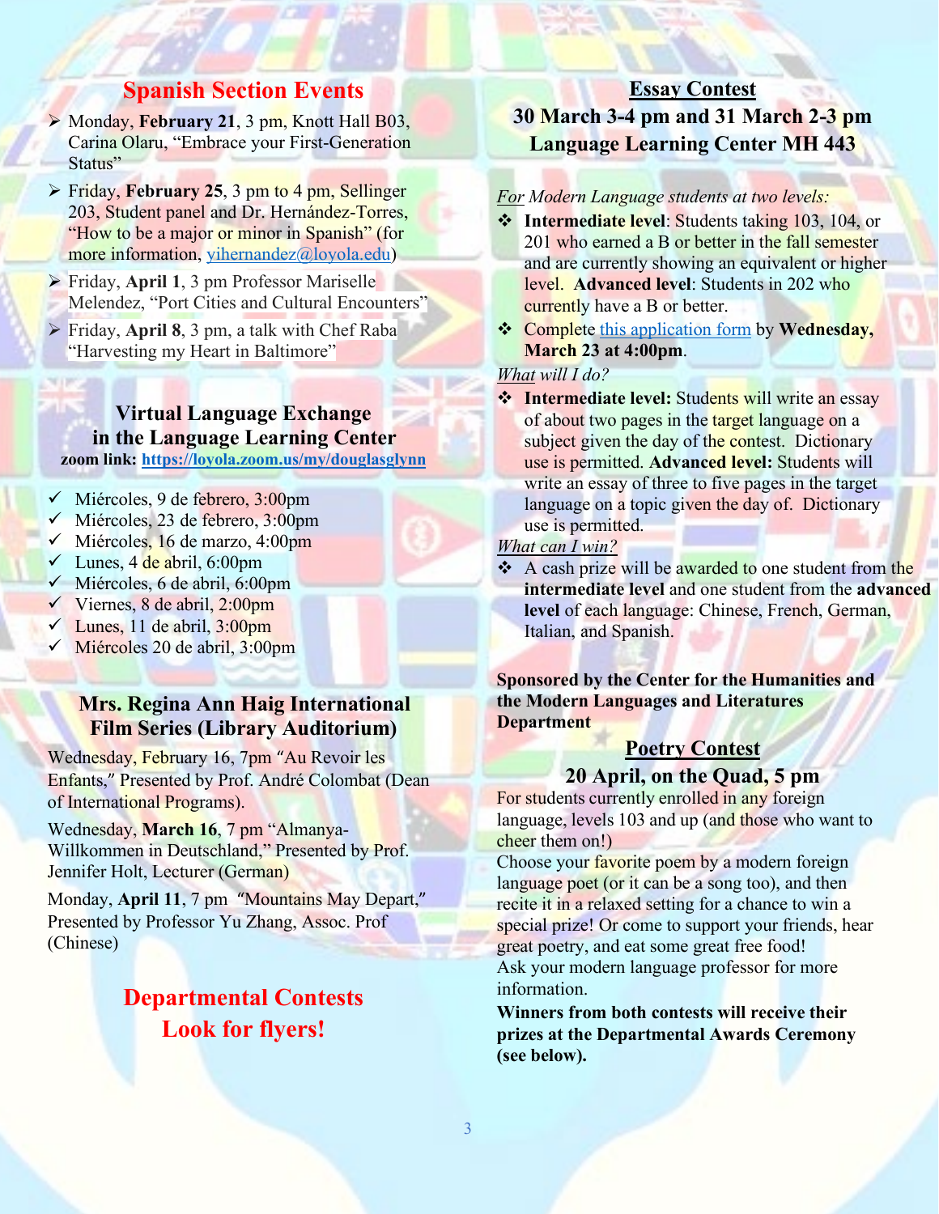## Spanish Section Events

- Monday, **February 21**, 3 pm, Knott Hall B03, Carina Olaru, "Embrace your First-Generation Status"
- Friday, **February 25**, 3 pm to 4 pm, Sellinger 203, Student panel and Dr. Hernández-Torres, "How to be a major or minor in Spanish" (for more information, yihernandez@loyola.edu)
- Friday, **April 1**, 3 pm Professor Mariselle Melendez, "Port Cities and Cultural Encounters"
- Friday, **April 8**, 3 pm, a talk with Chef Raba "Harvesting my Heart in Baltimore"

### Virtual Language Exchange in the Language Learning Center

**zoom link: https://loyola.zoom.us/my/douglasglynn**

- ✓ Miércoles, 9 de febrero, 3:00pm
- ✓ Miércoles, 23 de febrero, 3:00pm
- ✓ Miércoles, 16 de marzo, 4:00pm
- ✓ Lunes, 4 de abril, 6:00pm
- ✓ Miércoles, 6 de abril, 6:00pm
- ✓ Viernes, 8 de abril, 2:00pm
- ✓ Lunes, 11 de abril, 3:00pm
- ✓ Miércoles 20 de abril, 3:00pm

### Mrs. Regina Ann Haig International Film Series (Library Auditorium)

Wednesday, February 16, 7pm "Au Revoir les Enfants," Presented by Prof. André Colombat (Dean of International Programs).

Wednesday, **March 16**, 7 pm "Almanya-Willkommen in Deutschland," Presented by Prof. Jennifer Holt, Lecturer (German)

Monday, **April 11**, 7 pm "Mountains May Depart," Presented by Professor Yu Zhang, Assoc. Prof (Chinese)

## Departmental Contests
## Look for flyers!

### Essay Contest

**30 March 3-4 pm and 31 March 2-3 pm**
**Language Learning Center MH 443**

*For Modern Language students at two levels:*

- **Intermediate level**: Students taking 103, 104, or 201 who earned a B or better in the fall semester and are currently showing an equivalent or higher level. **Advanced level**: Students in 202 who currently have a B or better.
- Complete this application form by **Wednesday, March 23 at 4:00pm**.

*What will I do?*

- **Intermediate level:** Students will write an essay of about two pages in the target language on a subject given the day of the contest. Dictionary use is permitted. **Advanced level:** Students will write an essay of three to five pages in the target language on a topic given the day of. Dictionary use is permitted.

*What can I win?*

- A cash prize will be awarded to one student from the **intermediate level** and one student from the **advanced level** of each language: Chinese, French, German, Italian, and Spanish.

**Sponsored by the Center for the Humanities and the Modern Languages and Literatures Department**

### Poetry Contest

**20 April, on the Quad, 5 pm**

For students currently enrolled in any foreign language, levels 103 and up (and those who want to cheer them on!)

Choose your favorite poem by a modern foreign language poet (or it can be a song too), and then recite it in a relaxed setting for a chance to win a special prize! Or come to support your friends, hear great poetry, and eat some great free food!

Ask your modern language professor for more information.

**Winners from both contests will receive their prizes at the Departmental Awards Ceremony (see below).**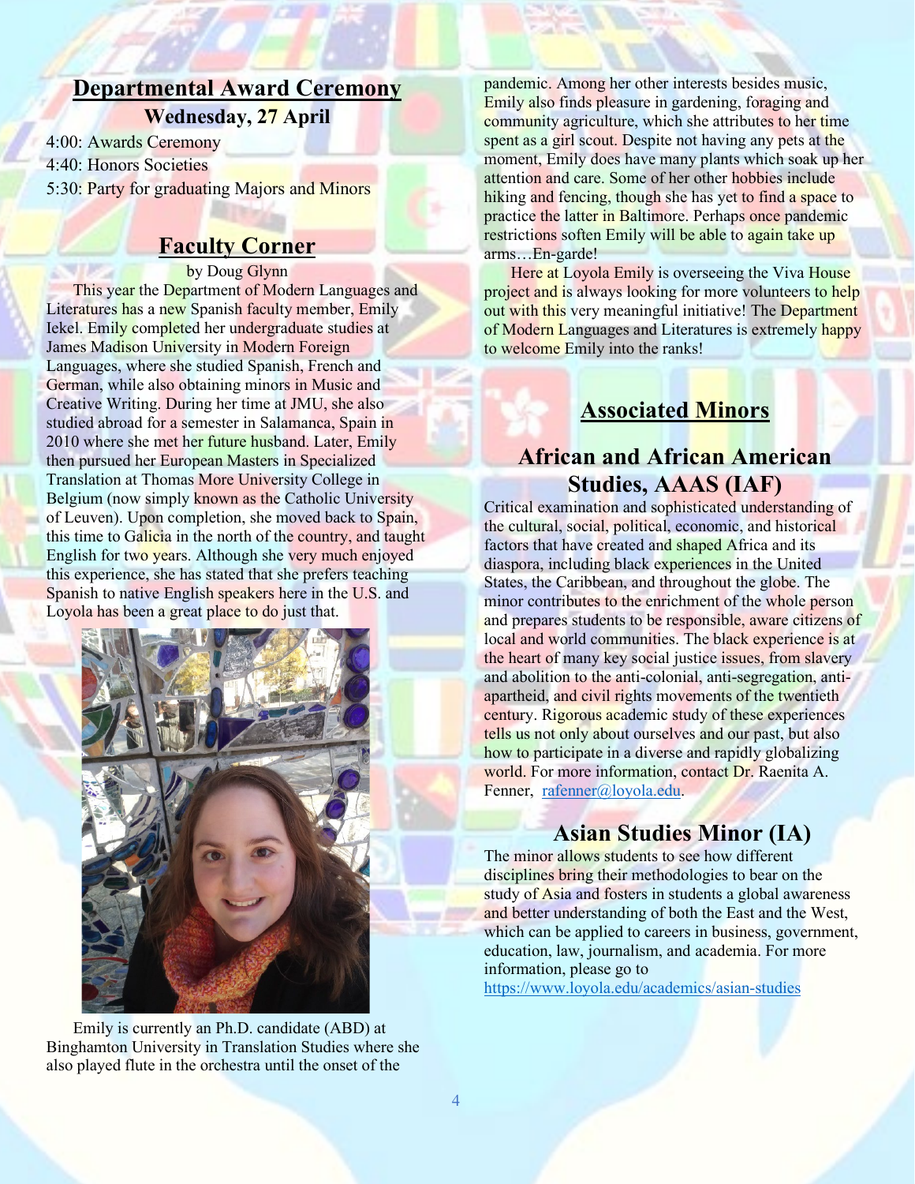## Departmental Award Ceremony

### Wednesday, 27 April

4:00: Awards Ceremony
4:40: Honors Societies
5:30: Party for graduating Majors and Minors

## Faculty Corner

by Doug Glynn

This year the Department of Modern Languages and Literatures has a new Spanish faculty member, Emily Iekel. Emily completed her undergraduate studies at James Madison University in Modern Foreign Languages, where she studied Spanish, French and German, while also obtaining minors in Music and Creative Writing. During her time at JMU, she also studied abroad for a semester in Salamanca, Spain in 2010 where she met her future husband. Later, Emily then pursued her European Masters in Specialized Translation at Thomas More University College in Belgium (now simply known as the Catholic University of Leuven). Upon completion, she moved back to Spain, this time to Galicia in the north of the country, and taught English for two years. Although she very much enjoyed this experience, she has stated that she prefers teaching Spanish to native English speakers here in the U.S. and Loyola has been a great place to do just that.

Emily is currently an Ph.D. candidate (ABD) at Binghamton University in Translation Studies where she also played flute in the orchestra until the onset of the pandemic. Among her other interests besides music, Emily also finds pleasure in gardening, foraging and community agriculture, which she attributes to her time spent as a girl scout. Despite not having any pets at the moment, Emily does have many plants which soak up her attention and care. Some of her other hobbies include hiking and fencing, though she has yet to find a space to practice the latter in Baltimore. Perhaps once pandemic restrictions soften Emily will be able to again take up arms…En-garde!

Here at Loyola Emily is overseeing the Viva House project and is always looking for more volunteers to help out with this very meaningful initiative! The Department of Modern Languages and Literatures is extremely happy to welcome Emily into the ranks!

## Associated Minors

### African and African American Studies, AAAS (IAF)

Critical examination and sophisticated understanding of the cultural, social, political, economic, and historical factors that have created and shaped Africa and its diaspora, including black experiences in the United States, the Caribbean, and throughout the globe. The minor contributes to the enrichment of the whole person and prepares students to be responsible, aware citizens of local and world communities. The black experience is at the heart of many key social justice issues, from slavery and abolition to the anti-colonial, anti-segregation, anti-apartheid, and civil rights movements of the twentieth century. Rigorous academic study of these experiences tells us not only about ourselves and our past, but also how to participate in a diverse and rapidly globalizing world. For more information, contact Dr. Raenita A. Fenner, rafenner@loyola.edu.

### Asian Studies Minor (IA)

The minor allows students to see how different disciplines bring their methodologies to bear on the study of Asia and fosters in students a global awareness and better understanding of both the East and the West, which can be applied to careers in business, government, education, law, journalism, and academia. For more information, please go to https://www.loyola.edu/academics/asian-studies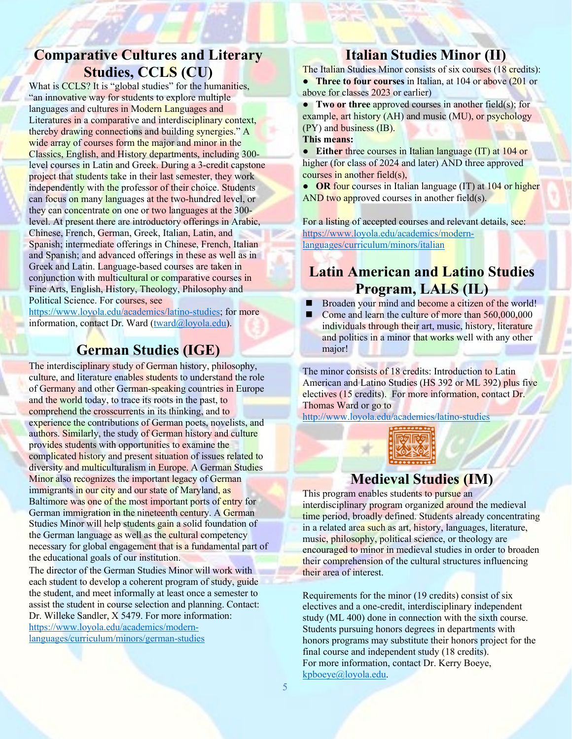## Comparative Cultures and Literary Studies, CCLS (CU)

What is CCLS? It is "global studies" for the humanities, "an innovative way for students to explore multiple languages and cultures in Modern Languages and Literatures in a comparative and interdisciplinary context, thereby drawing connections and building synergies." A wide array of courses form the major and minor in the Classics, English, and History departments, including 300-level courses in Latin and Greek. During a 3-credit capstone project that students take in their last semester, they work independently with the professor of their choice. Students can focus on many languages at the two-hundred level, or they can concentrate on one or two languages at the 300-level. At present there are introductory offerings in Arabic, Chinese, French, German, Greek, Italian, Latin, and Spanish; intermediate offerings in Chinese, French, Italian and Spanish; and advanced offerings in these as well as in Greek and Latin. Language-based courses are taken in conjunction with multicultural or comparative courses in Fine Arts, English, History, Theology, Philosophy and Political Science. For courses, see https://www.loyola.edu/academics/latino-studies; for more information, contact Dr. Ward (tward@loyola.edu).

## German Studies (IGE)

The interdisciplinary study of German history, philosophy, culture, and literature enables students to understand the role of Germany and other German-speaking countries in Europe and the world today, to trace its roots in the past, to comprehend the crosscurrents in its thinking, and to experience the contributions of German poets, novelists, and authors. Similarly, the study of German history and culture provides students with opportunities to examine the complicated history and present situation of issues related to diversity and multiculturalism in Europe. A German Studies Minor also recognizes the important legacy of German immigrants in our city and our state of Maryland, as Baltimore was one of the most important ports of entry for German immigration in the nineteenth century. A German Studies Minor will help students gain a solid foundation of the German language as well as the cultural competency necessary for global engagement that is a fundamental part of the educational goals of our institution.

The director of the German Studies Minor will work with each student to develop a coherent program of study, guide the student, and meet informally at least once a semester to assist the student in course selection and planning. Contact: Dr. Willeke Sandler, X 5479. For more information: https://www.loyola.edu/academics/modern-languages/curriculum/minors/german-studies

## Italian Studies Minor (II)

The Italian Studies Minor consists of six courses (18 credits):

- **Three to four courses** in Italian, at 104 or above (201 or above for classes 2023 or earlier)
- **Two or three** approved courses in another field(s); for example, art history (AH) and music (MU), or psychology (PY) and business (IB).

**This means:**

- **Either** three courses in Italian language (IT) at 104 or higher (for class of 2024 and later) AND three approved courses in another field(s),
- **OR** four courses in Italian language (IT) at 104 or higher AND two approved courses in another field(s).

For a listing of accepted courses and relevant details, see: https://www.loyola.edu/academics/modern-languages/curriculum/minors/italian

## Latin American and Latino Studies Program, LALS (IL)

- Broaden your mind and become a citizen of the world!
- Come and learn the culture of more than 560,000,000 individuals through their art, music, history, literature and politics in a minor that works well with any other major!

The minor consists of 18 credits: Introduction to Latin American and Latino Studies (HS 392 or ML 392) plus five electives (15 credits). For more information, contact Dr. Thomas Ward or go to http://www.loyola.edu/academics/latino-studies

## Medieval Studies (IM)

This program enables students to pursue an interdisciplinary program organized around the medieval time period, broadly defined. Students already concentrating in a related area such as art, history, languages, literature, music, philosophy, political science, or theology are encouraged to minor in medieval studies in order to broaden their comprehension of the cultural structures influencing their area of interest.

Requirements for the minor (19 credits) consist of six electives and a one-credit, interdisciplinary independent study (ML 400) done in connection with the sixth course. Students pursuing honors degrees in departments with honors programs may substitute their honors project for the final course and independent study (18 credits).
For more information, contact Dr. Kerry Boeye, kpboeye@loyola.edu.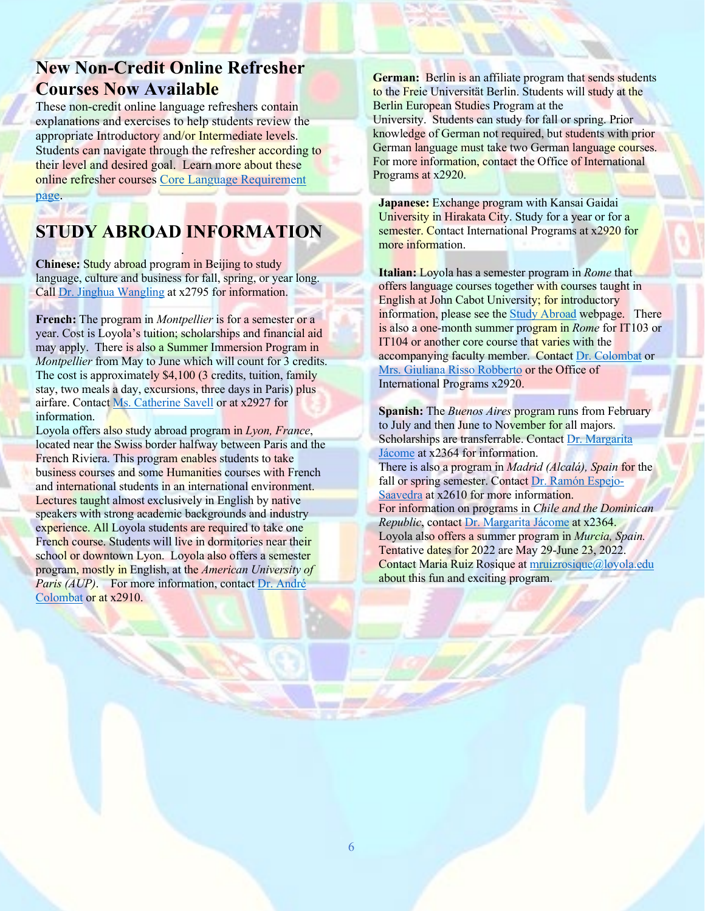## New Non-Credit Online Refresher Courses Now Available

These non-credit online language refreshers contain explanations and exercises to help students review the appropriate Introductory and/or Intermediate levels. Students can navigate through the refresher according to their level and desired goal. Learn more about these online refresher courses [Core Language Requirement page](#).

## STUDY ABROAD INFORMATION

**Chinese:** Study abroad program in Beijing to study language, culture and business for fall, spring, or year long. Call [Dr. Jinghua Wangling](#) at x2795 for information.

**French:** The program in *Montpellier* is for a semester or a year. Cost is Loyola's tuition; scholarships and financial aid may apply. There is also a Summer Immersion Program in *Montpellier* from May to June which will count for 3 credits. The cost is approximately $4,100 (3 credits, tuition, family stay, two meals a day, excursions, three days in Paris) plus airfare. Contact [Ms. Catherine Savell](#) or at x2927 for information.

Loyola offers also study abroad program in *Lyon, France*, located near the Swiss border halfway between Paris and the French Riviera. This program enables students to take business courses and some Humanities courses with French and international students in an international environment. Lectures taught almost exclusively in English by native speakers with strong academic backgrounds and industry experience. All Loyola students are required to take one French course. Students will live in dormitories near their school or downtown Lyon. Loyola also offers a semester program, mostly in English, at the *American University of Paris (AUP)*. For more information, contact [Dr. André Colombat](#) or at x2910.

**German:** Berlin is an affiliate program that sends students to the Freie Universität Berlin. Students will study at the Berlin European Studies Program at the University. Students can study for fall or spring. Prior knowledge of German not required, but students with prior German language must take two German language courses. For more information, contact the Office of International Programs at x2920.

**Japanese:** Exchange program with Kansai Gaidai University in Hirakata City. Study for a year or for a semester. Contact International Programs at x2920 for more information.

**Italian:** Loyola has a semester program in *Rome* that offers language courses together with courses taught in English at John Cabot University; for introductory information, please see the [Study Abroad](#) webpage. There is also a one-month summer program in *Rome* for IT103 or IT104 or another core course that varies with the accompanying faculty member. Contact [Dr. Colombat](#) or [Mrs. Giuliana Risso Robberto](#) or the Office of International Programs x2920.

**Spanish:** The *Buenos Aires* program runs from February to July and then June to November for all majors. Scholarships are transferrable. Contact [Dr. Margarita Jácome](#) at x2364 for information.

There is also a program in *Madrid (Alcalá), Spain* for the fall or spring semester. Contact [Dr. Ramón Espejo-Saavedra](#) at x2610 for more information.

For information on programs in *Chile and the Dominican Republic*, contact [Dr. Margarita Jácome](#) at x2364.

Loyola also offers a summer program in *Murcia, Spain.* Tentative dates for 2022 are May 29-June 23, 2022. Contact Maria Ruiz Rosique at [mruizrosique@loyola.edu](mailto:mruizrosique@loyola.edu) about this fun and exciting program.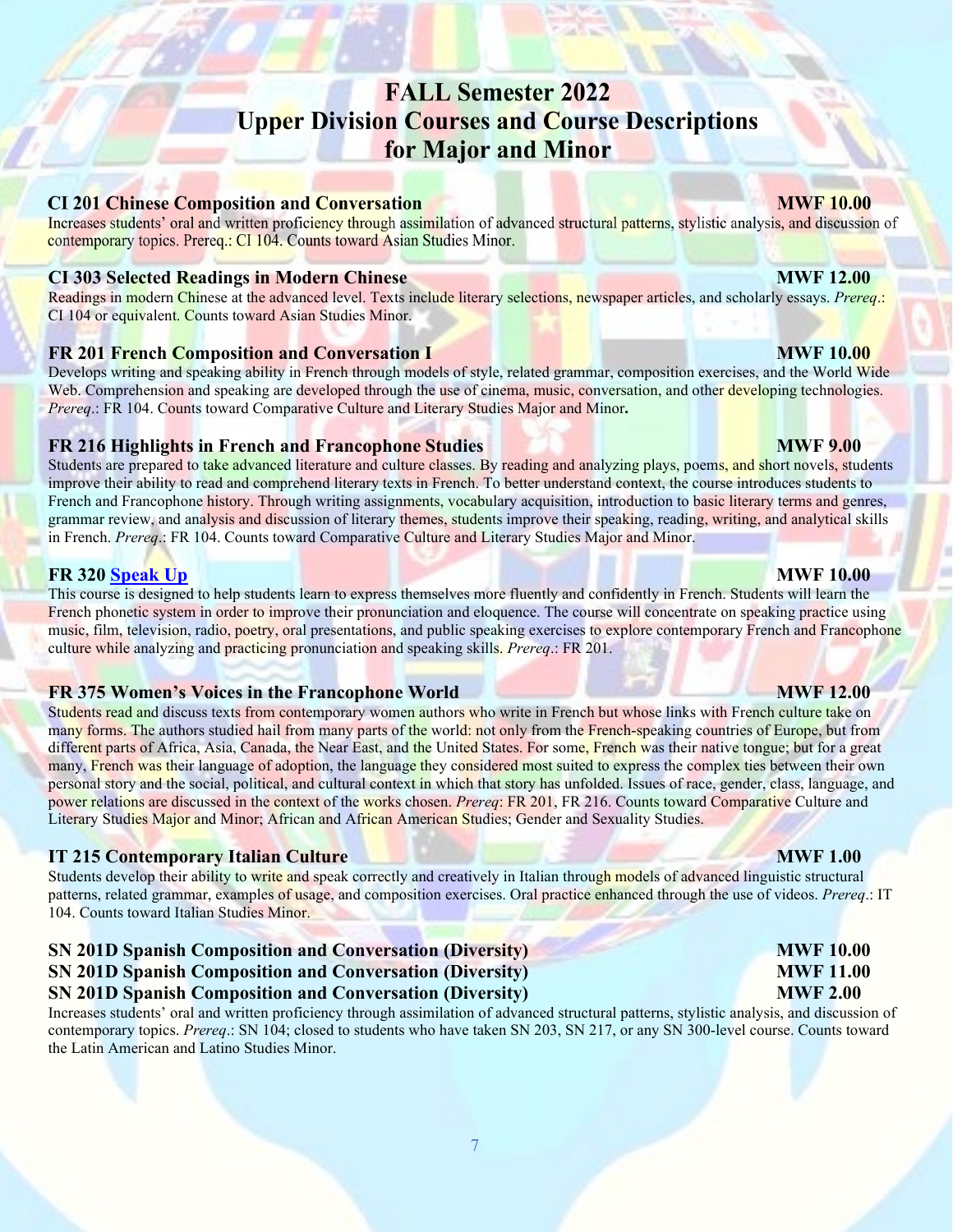# FALL Semester 2022
# Upper Division Courses and Course Descriptions for Major and Minor

### CI 201 Chinese Composition and Conversation — MWF 10.00

Increases students' oral and written proficiency through assimilation of advanced structural patterns, stylistic analysis, and discussion of contemporary topics. Prereq.: CI 104. Counts toward Asian Studies Minor.

### CI 303 Selected Readings in Modern Chinese — MWF 12.00

Readings in modern Chinese at the advanced level. Texts include literary selections, newspaper articles, and scholarly essays. *Prereq*.: CI 104 or equivalent. Counts toward Asian Studies Minor.

### FR 201 French Composition and Conversation I — MWF 10.00

Develops writing and speaking ability in French through models of style, related grammar, composition exercises, and the World Wide Web. Comprehension and speaking are developed through the use of cinema, music, conversation, and other developing technologies. *Prereq*.: FR 104. Counts toward Comparative Culture and Literary Studies Major and Minor**.**

### FR 216 Highlights in French and Francophone Studies — MWF 9.00

Students are prepared to take advanced literature and culture classes. By reading and analyzing plays, poems, and short novels, students improve their ability to read and comprehend literary texts in French. To better understand context, the course introduces students to French and Francophone history. Through writing assignments, vocabulary acquisition, introduction to basic literary terms and genres, grammar review, and analysis and discussion of literary themes, students improve their speaking, reading, writing, and analytical skills in French. *Prereq*.: FR 104. Counts toward Comparative Culture and Literary Studies Major and Minor.

### FR 320 Speak Up — MWF 10.00

This course is designed to help students learn to express themselves more fluently and confidently in French. Students will learn the French phonetic system in order to improve their pronunciation and eloquence. The course will concentrate on speaking practice using music, film, television, radio, poetry, oral presentations, and public speaking exercises to explore contemporary French and Francophone culture while analyzing and practicing pronunciation and speaking skills. *Prereq*.: FR 201.

### FR 375 Women's Voices in the Francophone World — MWF 12.00

Students read and discuss texts from contemporary women authors who write in French but whose links with French culture take on many forms. The authors studied hail from many parts of the world: not only from the French-speaking countries of Europe, but from different parts of Africa, Asia, Canada, the Near East, and the United States. For some, French was their native tongue; but for a great many, French was their language of adoption, the language they considered most suited to express the complex ties between their own personal story and the social, political, and cultural context in which that story has unfolded. Issues of race, gender, class, language, and power relations are discussed in the context of the works chosen. *Prereq*: FR 201, FR 216. Counts toward Comparative Culture and Literary Studies Major and Minor; African and African American Studies; Gender and Sexuality Studies.

### IT 215 Contemporary Italian Culture — MWF 1.00

Students develop their ability to write and speak correctly and creatively in Italian through models of advanced linguistic structural patterns, related grammar, examples of usage, and composition exercises. Oral practice enhanced through the use of videos. *Prereq*.: IT 104. Counts toward Italian Studies Minor.

### SN 201D Spanish Composition and Conversation (Diversity) — MWF 10.00
### SN 201D Spanish Composition and Conversation (Diversity) — MWF 11.00
### SN 201D Spanish Composition and Conversation (Diversity) — MWF 2.00

Increases students' oral and written proficiency through assimilation of advanced structural patterns, stylistic analysis, and discussion of contemporary topics. *Prereq*.: SN 104; closed to students who have taken SN 203, SN 217, or any SN 300-level course. Counts toward the Latin American and Latino Studies Minor.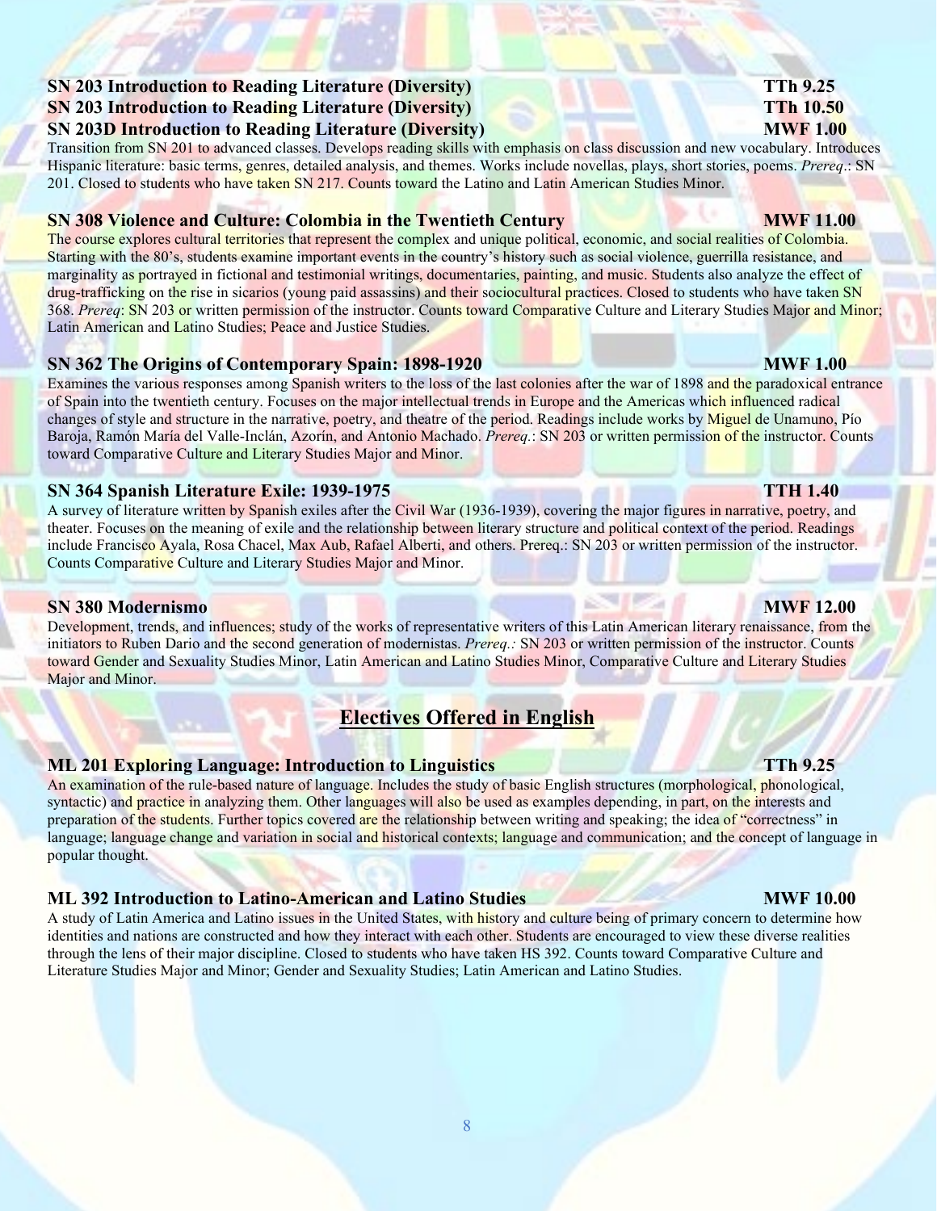**SN 203 Introduction to Reading Literature (Diversity)** **TTh 9.25**
**SN 203 Introduction to Reading Literature (Diversity)** **TTh 10.50**
**SN 203D Introduction to Reading Literature (Diversity)** **MWF 1.00**

Transition from SN 201 to advanced classes. Develops reading skills with emphasis on class discussion and new vocabulary. Introduces Hispanic literature: basic terms, genres, detailed analysis, and themes. Works include novellas, plays, short stories, poems. *Prereq*.: SN 201. Closed to students who have taken SN 217. Counts toward the Latino and Latin American Studies Minor.

**SN 308 Violence and Culture: Colombia in the Twentieth Century** **MWF 11.00**

The course explores cultural territories that represent the complex and unique political, economic, and social realities of Colombia. Starting with the 80's, students examine important events in the country's history such as social violence, guerrilla resistance, and marginality as portrayed in fictional and testimonial writings, documentaries, painting, and music. Students also analyze the effect of drug-trafficking on the rise in sicarios (young paid assassins) and their sociocultural practices. Closed to students who have taken SN 368. *Prereq*: SN 203 or written permission of the instructor. Counts toward Comparative Culture and Literary Studies Major and Minor; Latin American and Latino Studies; Peace and Justice Studies.

**SN 362 The Origins of Contemporary Spain: 1898-1920** **MWF 1.00**

Examines the various responses among Spanish writers to the loss of the last colonies after the war of 1898 and the paradoxical entrance of Spain into the twentieth century. Focuses on the major intellectual trends in Europe and the Americas which influenced radical changes of style and structure in the narrative, poetry, and theatre of the period. Readings include works by Miguel de Unamuno, Pío Baroja, Ramón María del Valle-Inclán, Azorín, and Antonio Machado. *Prereq.*: SN 203 or written permission of the instructor. Counts toward Comparative Culture and Literary Studies Major and Minor.

**SN 364 Spanish Literature Exile: 1939-1975** **TTH 1.40**

A survey of literature written by Spanish exiles after the Civil War (1936-1939), covering the major figures in narrative, poetry, and theater. Focuses on the meaning of exile and the relationship between literary structure and political context of the period. Readings include Francisco Ayala, Rosa Chacel, Max Aub, Rafael Alberti, and others. Prereq.: SN 203 or written permission of the instructor. Counts Comparative Culture and Literary Studies Major and Minor.

**SN 380 Modernismo** **MWF 12.00**

Development, trends, and influences; study of the works of representative writers of this Latin American literary renaissance, from the initiators to Ruben Dario and the second generation of modernistas. *Prereq.:* SN 203 or written permission of the instructor. Counts toward Gender and Sexuality Studies Minor, Latin American and Latino Studies Minor, Comparative Culture and Literary Studies Major and Minor.

## Electives Offered in English

**ML 201 Exploring Language: Introduction to Linguistics** **TTh 9.25**

An examination of the rule-based nature of language. Includes the study of basic English structures (morphological, phonological, syntactic) and practice in analyzing them. Other languages will also be used as examples depending, in part, on the interests and preparation of the students. Further topics covered are the relationship between writing and speaking; the idea of "correctness" in language; language change and variation in social and historical contexts; language and communication; and the concept of language in popular thought.

**ML 392 Introduction to Latino-American and Latino Studies** **MWF 10.00**

A study of Latin America and Latino issues in the United States, with history and culture being of primary concern to determine how identities and nations are constructed and how they interact with each other. Students are encouraged to view these diverse realities through the lens of their major discipline. Closed to students who have taken HS 392. Counts toward Comparative Culture and Literature Studies Major and Minor; Gender and Sexuality Studies; Latin American and Latino Studies.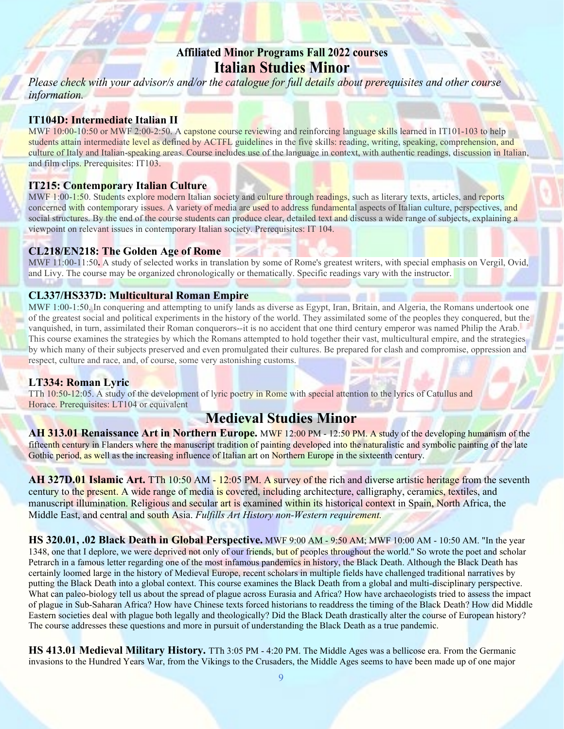## Affiliated Minor Programs Fall 2022 courses

# Italian Studies Minor

*Please check with your advisor/s and/or the catalogue for full details about prerequisites and other course information.*

### IT104D: Intermediate Italian II

MWF 10:00-10:50 or MWF 2:00-2:50. A capstone course reviewing and reinforcing language skills learned in IT101-103 to help students attain intermediate level as defined by ACTFL guidelines in the five skills: reading, writing, speaking, comprehension, and culture of Italy and Italian-speaking areas. Course includes use of the language in context, with authentic readings, discussion in Italian, and film clips. Prerequisites: IT103.

### IT215: Contemporary Italian Culture

MWF 1:00-1:50. Students explore modern Italian society and culture through readings, such as literary texts, articles, and reports concerned with contemporary issues. A variety of media are used to address fundamental aspects of Italian culture, perspectives, and social structures. By the end of the course students can produce clear, detailed text and discuss a wide range of subjects, explaining a viewpoint on relevant issues in contemporary Italian society. Prerequisites: IT 104.

### CL218/EN218: The Golden Age of Rome

MWF 11:00-11:50**.** A study of selected works in translation by some of Rome's greatest writers, with special emphasis on Vergil, Ovid, and Livy. The course may be organized chronologically or thematically. Specific readings vary with the instructor.

### CL337/HS337D: Multicultural Roman Empire

MWF 1:00-1:50. In conquering and attempting to unify lands as diverse as Egypt, Iran, Britain, and Algeria, the Romans undertook one of the greatest social and political experiments in the history of the world. They assimilated some of the peoples they conquered, but the vanquished, in turn, assimilated their Roman conquerors--it is no accident that one third century emperor was named Philip the Arab. This course examines the strategies by which the Romans attempted to hold together their vast, multicultural empire, and the strategies by which many of their subjects preserved and even promulgated their cultures. Be prepared for clash and compromise, oppression and respect, culture and race, and, of course, some very astonishing customs.

### LT334: Roman Lyric

TTh 10:50-12:05. A study of the development of lyric poetry in Rome with special attention to the lyrics of Catullus and Horace. Prerequisites: LT104 or equivalent

# Medieval Studies Minor

**AH 313.01 Renaissance Art in Northern Europe.** MWF 12:00 PM - 12:50 PM. A study of the developing humanism of the fifteenth century in Flanders where the manuscript tradition of painting developed into the naturalistic and symbolic painting of the late Gothic period, as well as the increasing influence of Italian art on Northern Europe in the sixteenth century.

**AH 327D.01 Islamic Art.** TTh 10:50 AM - 12:05 PM. A survey of the rich and diverse artistic heritage from the seventh century to the present. A wide range of media is covered, including architecture, calligraphy, ceramics, textiles, and manuscript illumination. Religious and secular art is examined within its historical context in Spain, North Africa, the Middle East, and central and south Asia. *Fulfills Art History non-Western requirement.*

**HS 320.01, .02 Black Death in Global Perspective.** MWF 9:00 AM - 9:50 AM; MWF 10:00 AM - 10:50 AM. "In the year 1348, one that I deplore, we were deprived not only of our friends, but of peoples throughout the world." So wrote the poet and scholar Petrarch in a famous letter regarding one of the most infamous pandemics in history, the Black Death. Although the Black Death has certainly loomed large in the history of Medieval Europe, recent scholars in multiple fields have challenged traditional narratives by putting the Black Death into a global context. This course examines the Black Death from a global and multi-disciplinary perspective. What can paleo-biology tell us about the spread of plague across Eurasia and Africa? How have archaeologists tried to assess the impact of plague in Sub-Saharan Africa? How have Chinese texts forced historians to readdress the timing of the Black Death? How did Middle Eastern societies deal with plague both legally and theologically? Did the Black Death drastically alter the course of European history? The course addresses these questions and more in pursuit of understanding the Black Death as a true pandemic.

**HS 413.01 Medieval Military History.** TTh 3:05 PM - 4:20 PM. The Middle Ages was a bellicose era. From the Germanic invasions to the Hundred Years War, from the Vikings to the Crusaders, the Middle Ages seems to have been made up of one major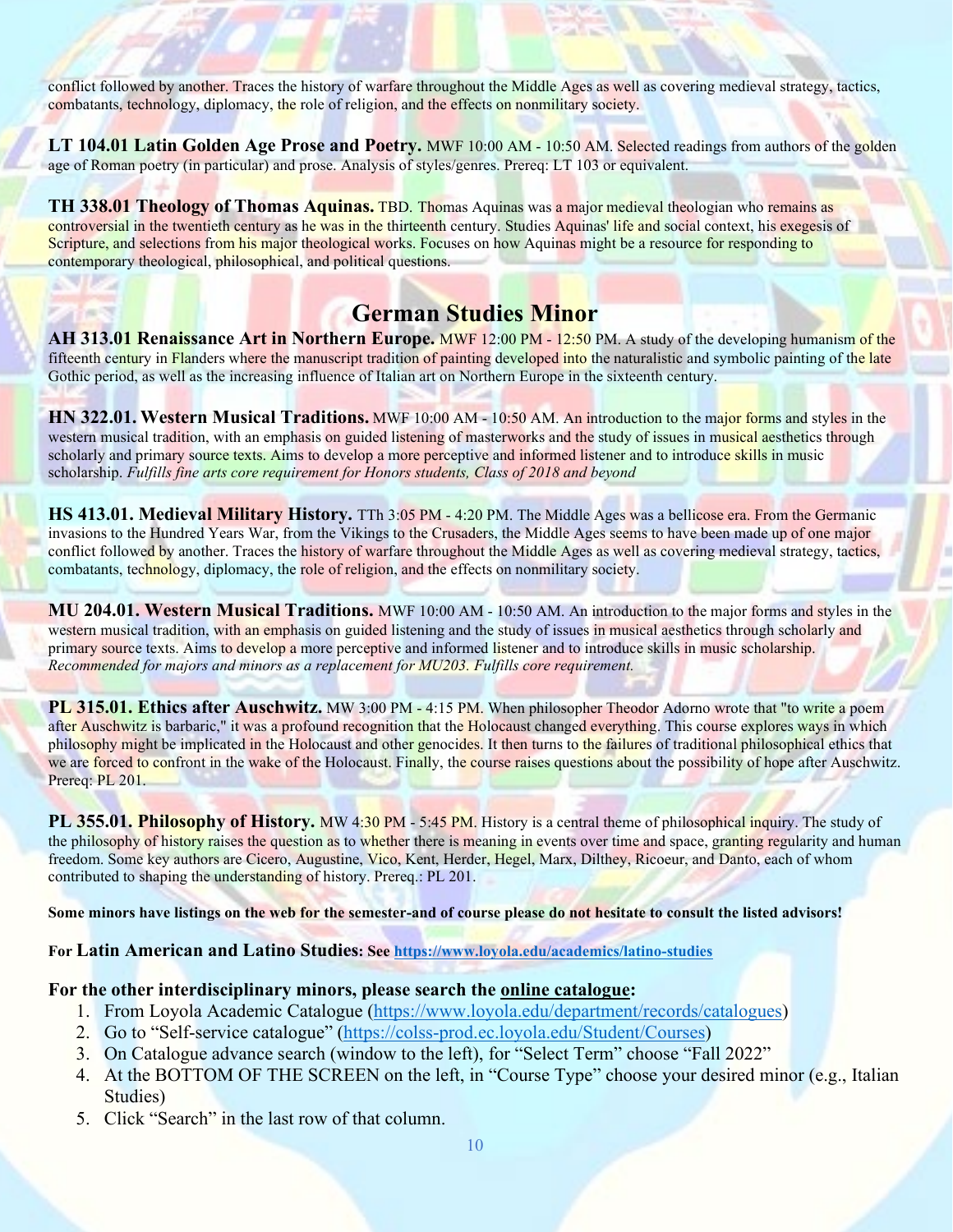conflict followed by another. Traces the history of warfare throughout the Middle Ages as well as covering medieval strategy, tactics, combatants, technology, diplomacy, the role of religion, and the effects on nonmilitary society.

**LT 104.01 Latin Golden Age Prose and Poetry.** MWF 10:00 AM - 10:50 AM. Selected readings from authors of the golden age of Roman poetry (in particular) and prose. Analysis of styles/genres. Prereq: LT 103 or equivalent.

**TH 338.01 Theology of Thomas Aquinas.** TBD. Thomas Aquinas was a major medieval theologian who remains as controversial in the twentieth century as he was in the thirteenth century. Studies Aquinas' life and social context, his exegesis of Scripture, and selections from his major theological works. Focuses on how Aquinas might be a resource for responding to contemporary theological, philosophical, and political questions.

## German Studies Minor

**AH 313.01 Renaissance Art in Northern Europe.** MWF 12:00 PM - 12:50 PM. A study of the developing humanism of the fifteenth century in Flanders where the manuscript tradition of painting developed into the naturalistic and symbolic painting of the late Gothic period, as well as the increasing influence of Italian art on Northern Europe in the sixteenth century.

**HN 322.01. Western Musical Traditions.** MWF 10:00 AM - 10:50 AM. An introduction to the major forms and styles in the western musical tradition, with an emphasis on guided listening of masterworks and the study of issues in musical aesthetics through scholarly and primary source texts. Aims to develop a more perceptive and informed listener and to introduce skills in music scholarship. *Fulfills fine arts core requirement for Honors students, Class of 2018 and beyond*

**HS 413.01. Medieval Military History.** TTh 3:05 PM - 4:20 PM. The Middle Ages was a bellicose era. From the Germanic invasions to the Hundred Years War, from the Vikings to the Crusaders, the Middle Ages seems to have been made up of one major conflict followed by another. Traces the history of warfare throughout the Middle Ages as well as covering medieval strategy, tactics, combatants, technology, diplomacy, the role of religion, and the effects on nonmilitary society.

**MU 204.01. Western Musical Traditions.** MWF 10:00 AM - 10:50 AM. An introduction to the major forms and styles in the western musical tradition, with an emphasis on guided listening and the study of issues in musical aesthetics through scholarly and primary source texts. Aims to develop a more perceptive and informed listener and to introduce skills in music scholarship. *Recommended for majors and minors as a replacement for MU203. Fulfills core requirement.*

**PL 315.01. Ethics after Auschwitz.** MW 3:00 PM - 4:15 PM. When philosopher Theodor Adorno wrote that "to write a poem after Auschwitz is barbaric," it was a profound recognition that the Holocaust changed everything. This course explores ways in which philosophy might be implicated in the Holocaust and other genocides. It then turns to the failures of traditional philosophical ethics that we are forced to confront in the wake of the Holocaust. Finally, the course raises questions about the possibility of hope after Auschwitz. Prereq: PL 201.

**PL 355.01. Philosophy of History.** MW 4:30 PM - 5:45 PM. History is a central theme of philosophical inquiry. The study of the philosophy of history raises the question as to whether there is meaning in events over time and space, granting regularity and human freedom. Some key authors are Cicero, Augustine, Vico, Kent, Herder, Hegel, Marx, Dilthey, Ricoeur, and Danto, each of whom contributed to shaping the understanding of history. Prereq.: PL 201.

**Some minors have listings on the web for the semester-and of course please do not hesitate to consult the listed advisors!**

**For Latin American and Latino Studies: See https://www.loyola.edu/academics/latino-studies**

**For the other interdisciplinary minors, please search the online catalogue:**

1. From Loyola Academic Catalogue (https://www.loyola.edu/department/records/catalogues)
2. Go to "Self-service catalogue" (https://colss-prod.ec.loyola.edu/Student/Courses)
3. On Catalogue advance search (window to the left), for "Select Term" choose "Fall 2022"
4. At the BOTTOM OF THE SCREEN on the left, in "Course Type" choose your desired minor (e.g., Italian Studies)
5. Click "Search" in the last row of that column.